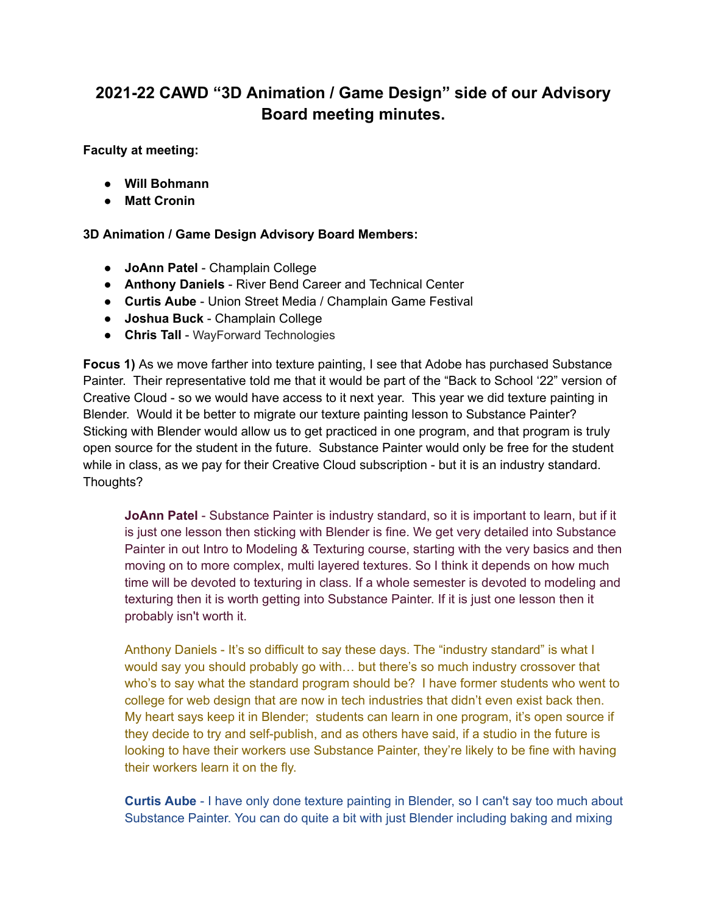# 2021-22 CAWD "3D Animation / Game Design" side of our Advisory Board meeting minutes.

**Faculty at meeting:**

- **Will Bohmann**
- **Matt Cronin**

**3D Animation / Game Design Advisory Board Members:**

- **JoAnn Patel** - Champlain College
- **Anthony Daniels** - River Bend Career and Technical Center
- **Curtis Aube** - Union Street Media / Champlain Game Festival
- **Joshua Buck** - Champlain College
- **Chris Tall** - WayForward Technologies

**Focus 1)** As we move farther into texture painting, I see that Adobe has purchased Substance Painter. Their representative told me that it would be part of the "Back to School '22" version of Creative Cloud - so we would have access to it next year. This year we did texture painting in Blender. Would it be better to migrate our texture painting lesson to Substance Painter? Sticking with Blender would allow us to get practiced in one program, and that program is truly open source for the student in the future. Substance Painter would only be free for the student while in class, as we pay for their Creative Cloud subscription - but it is an industry standard. Thoughts?

> **JoAnn Patel** - Substance Painter is industry standard, so it is important to learn, but if it is just one lesson then sticking with Blender is fine. We get very detailed into Substance Painter in out Intro to Modeling & Texturing course, starting with the very basics and then moving on to more complex, multi layered textures. So I think it depends on how much time will be devoted to texturing in class. If a whole semester is devoted to modeling and texturing then it is worth getting into Substance Painter. If it is just one lesson then it probably isn't worth it.
>
> Anthony Daniels - It's so difficult to say these days. The "industry standard" is what I would say you should probably go with… but there's so much industry crossover that who's to say what the standard program should be? I have former students who went to college for web design that are now in tech industries that didn't even exist back then. My heart says keep it in Blender; students can learn in one program, it's open source if they decide to try and self-publish, and as others have said, if a studio in the future is looking to have their workers use Substance Painter, they're likely to be fine with having their workers learn it on the fly.
>
> **Curtis Aube** - I have only done texture painting in Blender, so I can't say too much about Substance Painter. You can do quite a bit with just Blender including baking and mixing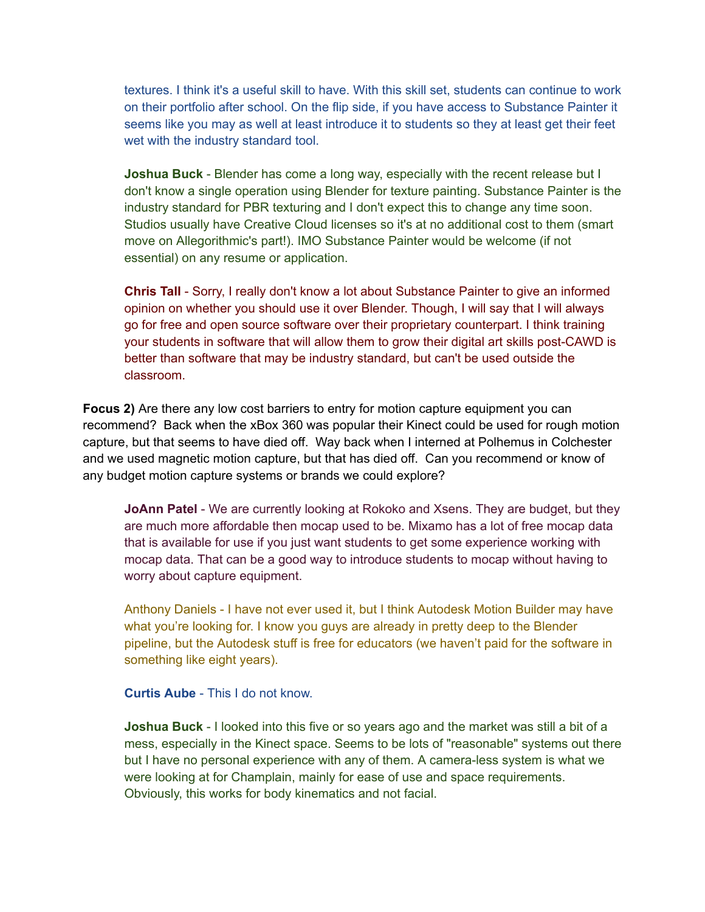textures. I think it's a useful skill to have. With this skill set, students can continue to work on their portfolio after school. On the flip side, if you have access to Substance Painter it seems like you may as well at least introduce it to students so they at least get their feet wet with the industry standard tool.

**Joshua Buck** - Blender has come a long way, especially with the recent release but I don't know a single operation using Blender for texture painting. Substance Painter is the industry standard for PBR texturing and I don't expect this to change any time soon. Studios usually have Creative Cloud licenses so it's at no additional cost to them (smart move on Allegorithmic's part!). IMO Substance Painter would be welcome (if not essential) on any resume or application.

**Chris Tall** - Sorry, I really don't know a lot about Substance Painter to give an informed opinion on whether you should use it over Blender. Though, I will say that I will always go for free and open source software over their proprietary counterpart. I think training your students in software that will allow them to grow their digital art skills post-CAWD is better than software that may be industry standard, but can't be used outside the classroom.

**Focus 2)** Are there any low cost barriers to entry for motion capture equipment you can recommend? Back when the xBox 360 was popular their Kinect could be used for rough motion capture, but that seems to have died off. Way back when I interned at Polhemus in Colchester and we used magnetic motion capture, but that has died off. Can you recommend or know of any budget motion capture systems or brands we could explore?

**JoAnn Patel** - We are currently looking at Rokoko and Xsens. They are budget, but they are much more affordable then mocap used to be. Mixamo has a lot of free mocap data that is available for use if you just want students to get some experience working with mocap data. That can be a good way to introduce students to mocap without having to worry about capture equipment.

Anthony Daniels - I have not ever used it, but I think Autodesk Motion Builder may have what you're looking for. I know you guys are already in pretty deep to the Blender pipeline, but the Autodesk stuff is free for educators (we haven't paid for the software in something like eight years).

**Curtis Aube** - This I do not know.

**Joshua Buck** - I looked into this five or so years ago and the market was still a bit of a mess, especially in the Kinect space. Seems to be lots of "reasonable" systems out there but I have no personal experience with any of them. A camera-less system is what we were looking at for Champlain, mainly for ease of use and space requirements. Obviously, this works for body kinematics and not facial.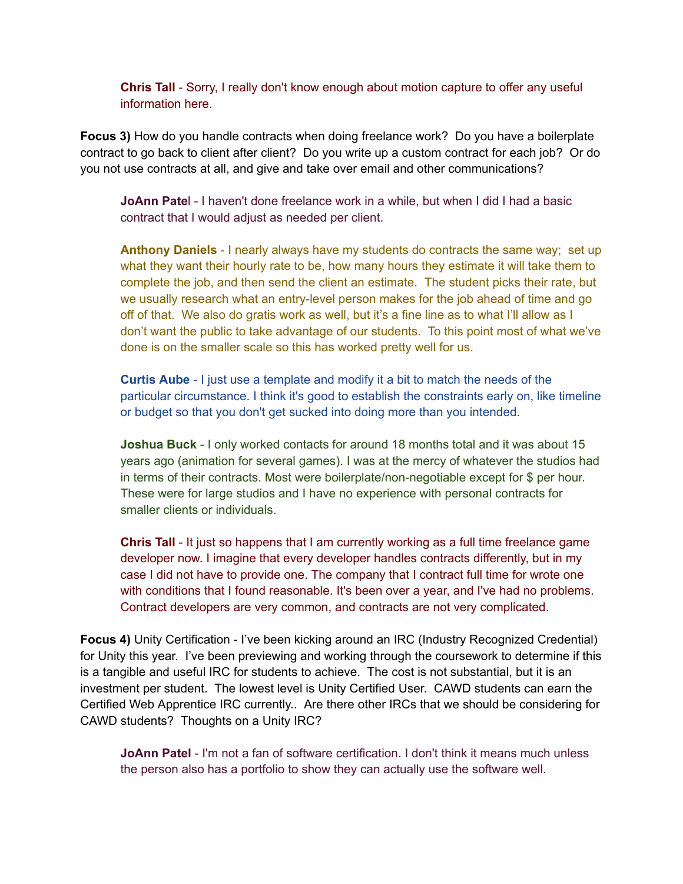**Chris Tall** - Sorry, I really don't know enough about motion capture to offer any useful information here.

**Focus 3)** How do you handle contracts when doing freelance work? Do you have a boilerplate contract to go back to client after client? Do you write up a custom contract for each job? Or do you not use contracts at all, and give and take over email and other communications?

**JoAnn Patel** - I haven't done freelance work in a while, but when I did I had a basic contract that I would adjust as needed per client.

**Anthony Daniels** - I nearly always have my students do contracts the same way; set up what they want their hourly rate to be, how many hours they estimate it will take them to complete the job, and then send the client an estimate. The student picks their rate, but we usually research what an entry-level person makes for the job ahead of time and go off of that. We also do gratis work as well, but it's a fine line as to what I'll allow as I don't want the public to take advantage of our students. To this point most of what we've done is on the smaller scale so this has worked pretty well for us.

**Curtis Aube** - I just use a template and modify it a bit to match the needs of the particular circumstance. I think it's good to establish the constraints early on, like timeline or budget so that you don't get sucked into doing more than you intended.

**Joshua Buck** - I only worked contacts for around 18 months total and it was about 15 years ago (animation for several games). I was at the mercy of whatever the studios had in terms of their contracts. Most were boilerplate/non-negotiable except for $ per hour. These were for large studios and I have no experience with personal contracts for smaller clients or individuals.

**Chris Tall** - It just so happens that I am currently working as a full time freelance game developer now. I imagine that every developer handles contracts differently, but in my case I did not have to provide one. The company that I contract full time for wrote one with conditions that I found reasonable. It's been over a year, and I've had no problems. Contract developers are very common, and contracts are not very complicated.

**Focus 4)** Unity Certification - I've been kicking around an IRC (Industry Recognized Credential) for Unity this year. I've been previewing and working through the coursework to determine if this is a tangible and useful IRC for students to achieve. The cost is not substantial, but it is an investment per student. The lowest level is Unity Certified User. CAWD students can earn the Certified Web Apprentice IRC currently.. Are there other IRCs that we should be considering for CAWD students? Thoughts on a Unity IRC?

**JoAnn Patel** - I'm not a fan of software certification. I don't think it means much unless the person also has a portfolio to show they can actually use the software well.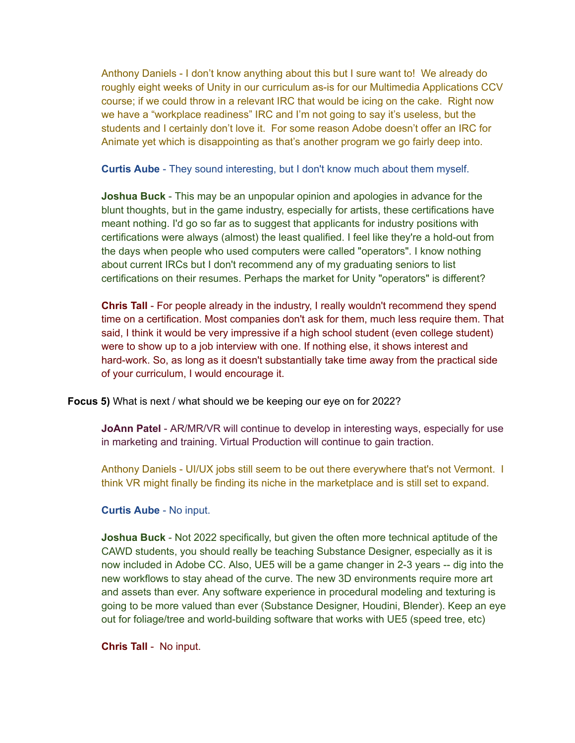Anthony Daniels - I don't know anything about this but I sure want to! We already do roughly eight weeks of Unity in our curriculum as-is for our Multimedia Applications CCV course; if we could throw in a relevant IRC that would be icing on the cake. Right now we have a "workplace readiness" IRC and I'm not going to say it's useless, but the students and I certainly don't love it. For some reason Adobe doesn't offer an IRC for Animate yet which is disappointing as that's another program we go fairly deep into.

**Curtis Aube** - They sound interesting, but I don't know much about them myself.

**Joshua Buck** - This may be an unpopular opinion and apologies in advance for the blunt thoughts, but in the game industry, especially for artists, these certifications have meant nothing. I'd go so far as to suggest that applicants for industry positions with certifications were always (almost) the least qualified. I feel like they're a hold-out from the days when people who used computers were called "operators". I know nothing about current IRCs but I don't recommend any of my graduating seniors to list certifications on their resumes. Perhaps the market for Unity "operators" is different?

**Chris Tall** - For people already in the industry, I really wouldn't recommend they spend time on a certification. Most companies don't ask for them, much less require them. That said, I think it would be very impressive if a high school student (even college student) were to show up to a job interview with one. If nothing else, it shows interest and hard-work. So, as long as it doesn't substantially take time away from the practical side of your curriculum, I would encourage it.

**Focus 5)** What is next / what should we be keeping our eye on for 2022?

**JoAnn Patel** - AR/MR/VR will continue to develop in interesting ways, especially for use in marketing and training. Virtual Production will continue to gain traction.

Anthony Daniels - UI/UX jobs still seem to be out there everywhere that's not Vermont. I think VR might finally be finding its niche in the marketplace and is still set to expand.

**Curtis Aube** - No input.

**Joshua Buck** - Not 2022 specifically, but given the often more technical aptitude of the CAWD students, you should really be teaching Substance Designer, especially as it is now included in Adobe CC. Also, UE5 will be a game changer in 2-3 years -- dig into the new workflows to stay ahead of the curve. The new 3D environments require more art and assets than ever. Any software experience in procedural modeling and texturing is going to be more valued than ever (Substance Designer, Houdini, Blender). Keep an eye out for foliage/tree and world-building software that works with UE5 (speed tree, etc)

**Chris Tall** - No input.